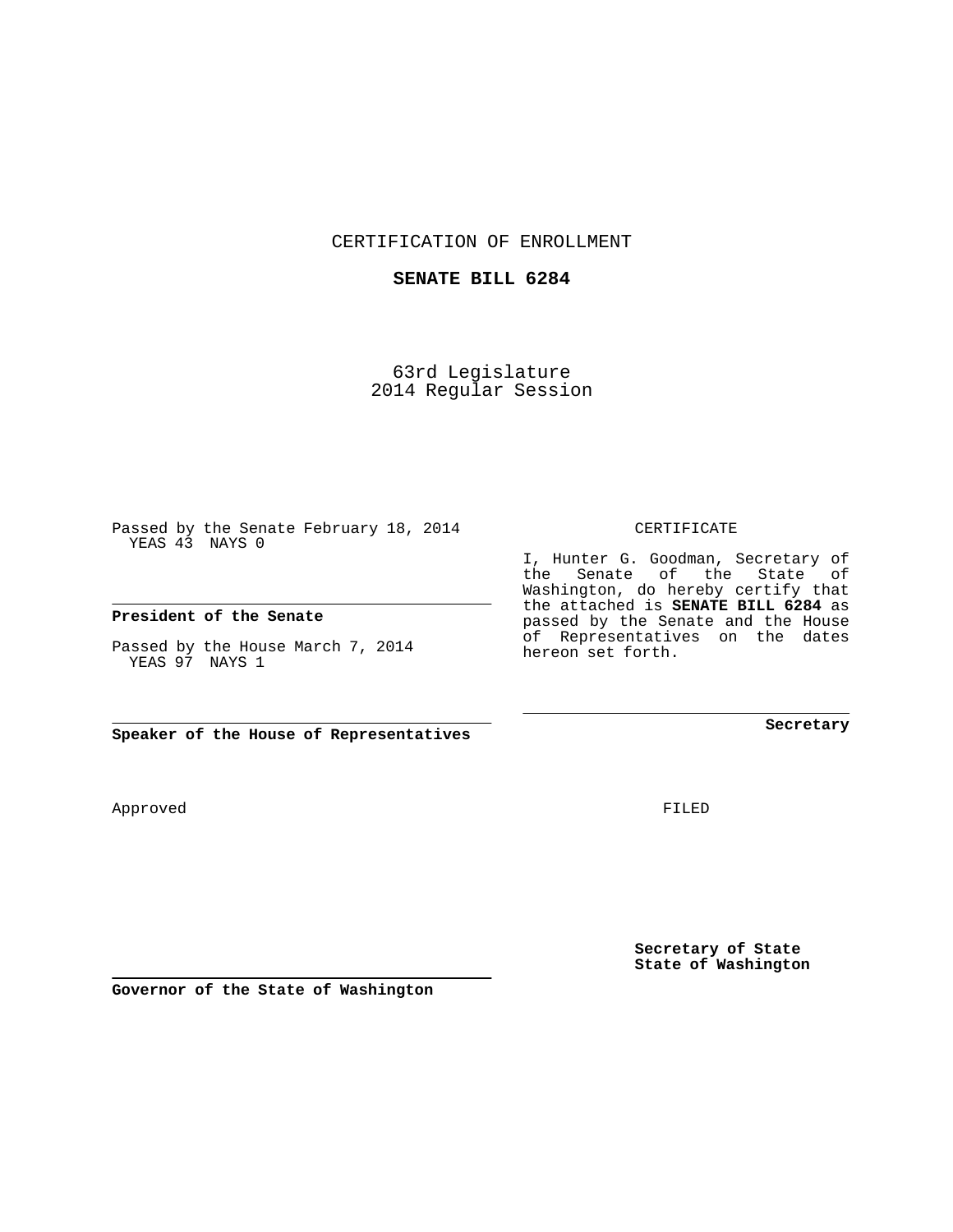CERTIFICATION OF ENROLLMENT

**SENATE BILL 6284**

63rd Legislature
2014 Regular Session

Passed by the Senate February 18, 2014
YEAS 43 NAYS 0

**President of the Senate**

Passed by the House March 7, 2014
YEAS 97 NAYS 1

**Speaker of the House of Representatives**

Approved

**Governor of the State of Washington**

CERTIFICATE

I, Hunter G. Goodman, Secretary of the Senate of the State of Washington, do hereby certify that the attached is **SENATE BILL 6284** as passed by the Senate and the House of Representatives on the dates hereon set forth.

**Secretary**

FILED

**Secretary of State**
**State of Washington**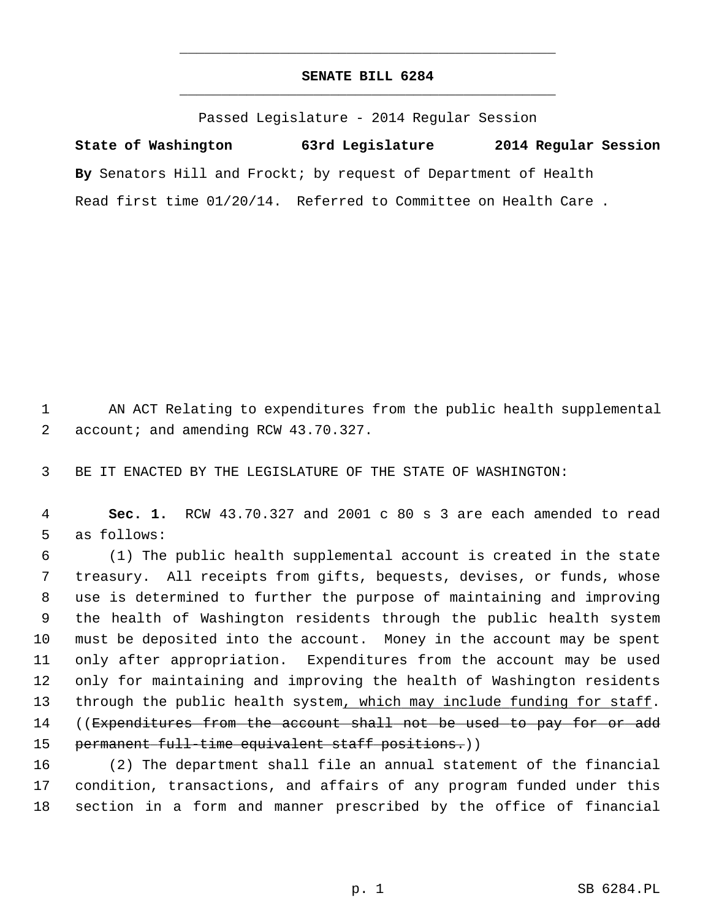# SENATE BILL 6284

Passed Legislature - 2014 Regular Session

**State of Washington 63rd Legislature 2014 Regular Session**

**By** Senators Hill and Frockt; by request of Department of Health

Read first time 01/20/14. Referred to Committee on Health Care .

AN ACT Relating to expenditures from the public health supplemental account; and amending RCW 43.70.327.

BE IT ENACTED BY THE LEGISLATURE OF THE STATE OF WASHINGTON:

**Sec. 1.** RCW 43.70.327 and 2001 c 80 s 3 are each amended to read as follows:

(1) The public health supplemental account is created in the state treasury. All receipts from gifts, bequests, devises, or funds, whose use is determined to further the purpose of maintaining and improving the health of Washington residents through the public health system must be deposited into the account. Money in the account may be spent only after appropriation. Expenditures from the account may be used only for maintaining and improving the health of Washington residents through the public health system<u>, which may include funding for staff</u>. ((~~Expenditures from the account shall not be used to pay for or add permanent full-time equivalent staff positions.~~))

(2) The department shall file an annual statement of the financial condition, transactions, and affairs of any program funded under this section in a form and manner prescribed by the office of financial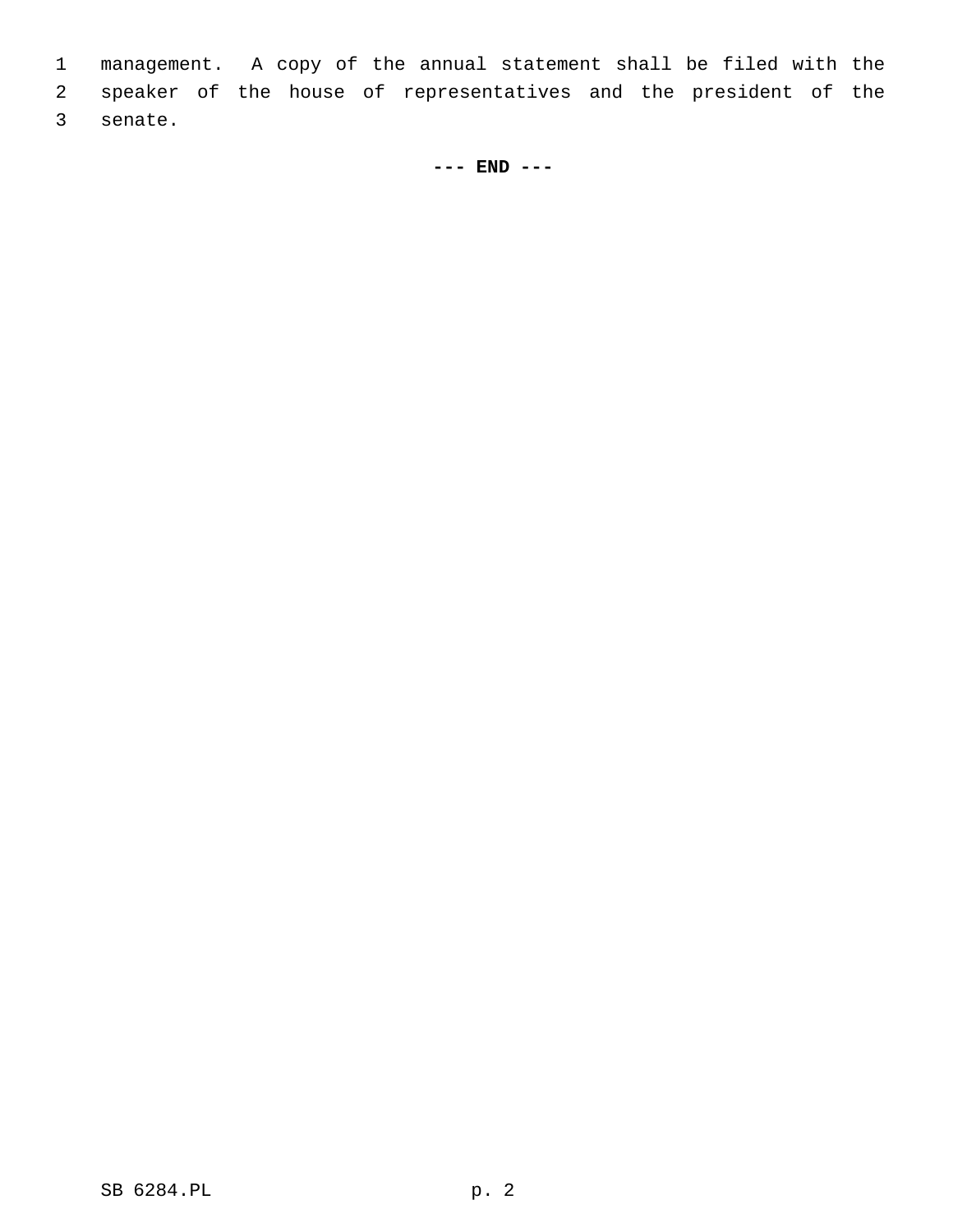management. A copy of the annual statement shall be filed with the speaker of the house of representatives and the president of the senate.

**--- END ---**